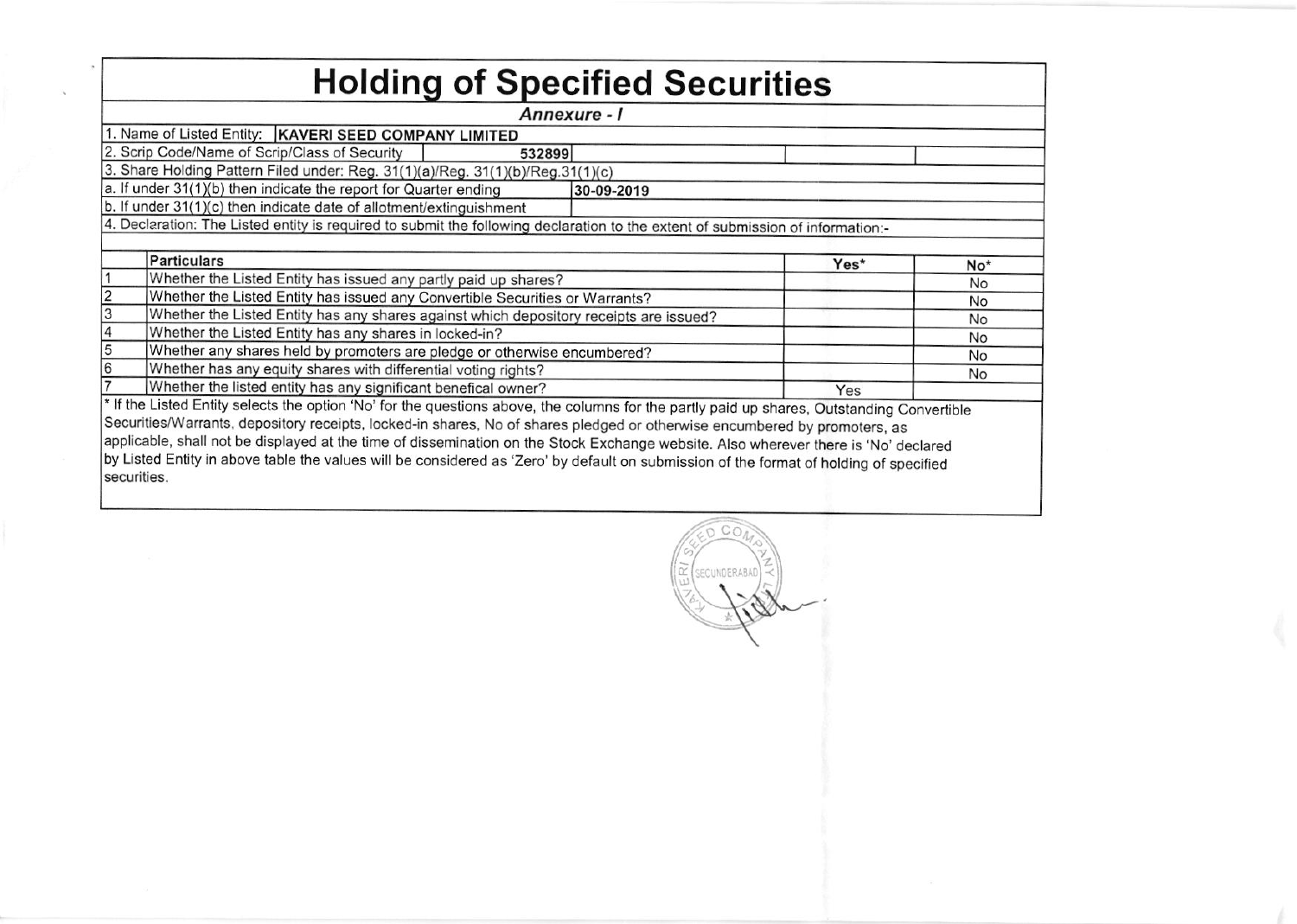# Holding of Specified Securities

*Annexure - I*

| | | | |
|---|---|---|---|
| 1. Name of Listed Entity: | **KAVERI SEED COMPANY LIMITED** | | |
| 2. Scrip Code/Name of Scrip/Class of Security | 532899 | | |
| 3. Share Holding Pattern Filed under: Reg. 31(1)(a)/Reg. 31(1)(b)/Reg.31(1)(c) | | | |
| a. If under 31(1)(b) then indicate the report for Quarter ending | 30-09-2019 | | |
| b. If under 31(1)(c) then indicate date of allotment/extinguishment | | | |

4. Declaration: The Listed entity is required to submit the following declaration to the extent of submission of information:-

| | Particulars | Yes* | No* |
|---|---|---|---|
| 1 | Whether the Listed Entity has issued any partly paid up shares? | | No |
| 2 | Whether the Listed Entity has issued any Convertible Securities or Warrants? | | No |
| 3 | Whether the Listed Entity has any shares against which depository receipts are issued? | | No |
| 4 | Whether the Listed Entity has any shares in locked-in? | | No |
| 5 | Whether any shares held by promoters are pledge or otherwise encumbered? | | No |
| 6 | Whether has any equity shares with differential voting rights? | | No |
| 7 | Whether the listed entity has any significant benefical owner? | Yes | |

* If the Listed Entity selects the option 'No' for the questions above, the columns for the partly paid up shares, Outstanding Convertible Securities/Warrants, depository receipts, locked-in shares, No of shares pledged or otherwise encumbered by promoters, as applicable, shall not be displayed at the time of dissemination on the Stock Exchange website. Also wherever there is 'No' declared by Listed Entity in above table the values will be considered as 'Zero' by default on submission of the format of holding of specified securities.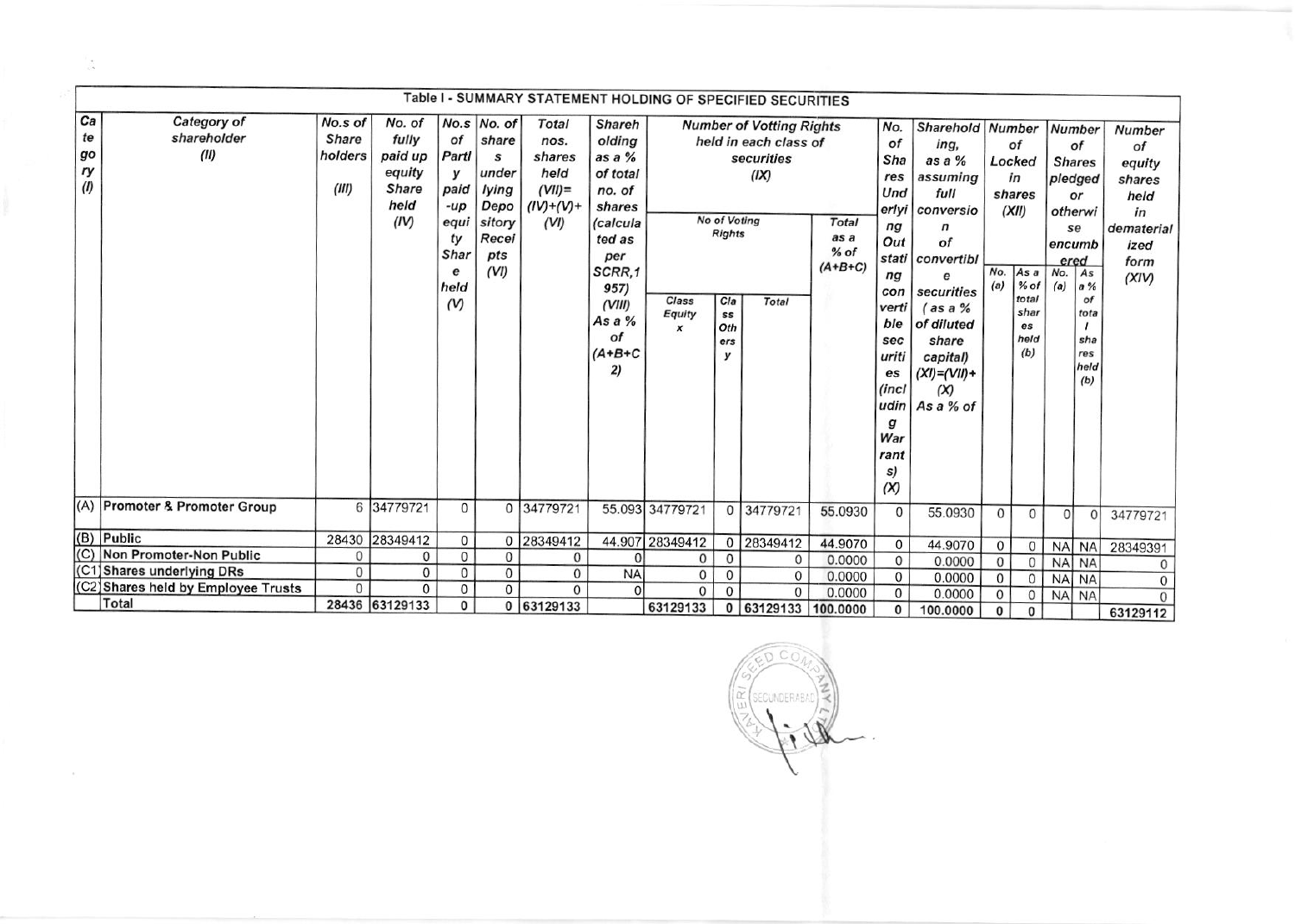# Table I - SUMMARY STATEMENT HOLDING OF SPECIFIED SECURITIES

| Category (I) | Category of shareholder (II) | No.s of Share holders (III) | No. of fully paid up equity Share held (IV) | No.s of Partly paid-up equity Share held (V) | No. of shares underlying Depository Receipts (VI) | Total nos. shares held (VII)= (IV)+(V)+ (VI) | Shareholding as a % of total no. of shares (calculated as per SCRR,1957) (VIII) As a % of (A+B+C2) | Number of Votting Rights held in each class of securities (IX) | | | | No. of Shares Underlying Outstanding convertible securities (including Warrants) (X) | Shareholding, as a % assuming full conversion of convertible securities (as a % of diluted share capital) (XI)=(VII)+(X) As a % of | Number of Locked in shares (XII) | | Number of Shares pledged or otherwise encumbered | | Number of equity shares held in dematerialized form (XIV) |
|---|---|---|---|---|---|---|---|---|---|---|---|---|---|---|---|---|---|---|
| | | | | | | | | No of Voting Rights | | | Total as a % of (A+B+C) | | | No. (a) | As a % of total shares held (b) | No. (a) | As a % of total shares held (b) | |
| | | | | | | | | Class Equity x | Class Others y | Total | | | | | | | | |
| (A) | Promoter & Promoter Group | 6 | 34779721 | 0 | 0 | 34779721 | 55.093 | 34779721 | 0 | 34779721 | 55.0930 | 0 | 55.0930 | 0 | 0 | 0 | 0 | 34779721 |
| (B) | Public | 28430 | 28349412 | 0 | 0 | 28349412 | 44.907 | 28349412 | 0 | 28349412 | 44.9070 | 0 | 44.9070 | 0 | 0 | NA | NA | 28349391 |
| (C) | Non Promoter-Non Public | 0 | 0 | 0 | 0 | 0 | 0 | 0 | 0 | 0 | 0.0000 | 0 | 0.0000 | 0 | 0 | NA | NA | 0 |
| (C1) | Shares underlying DRs | 0 | 0 | 0 | 0 | 0 | NA | 0 | 0 | 0 | 0.0000 | 0 | 0.0000 | 0 | 0 | NA | NA | 0 |
| (C2) | Shares held by Employee Trusts | 0 | 0 | 0 | 0 | 0 | 0 | 0 | 0 | 0 | 0.0000 | 0 | 0.0000 | 0 | 0 | NA | NA | 0 |
| | Total | 28436 | 63129133 | 0 | 0 | 63129133 | | 63129133 | 0 | 63129133 | 100.0000 | 0 | 100.0000 | 0 | 0 | | | 63129112 |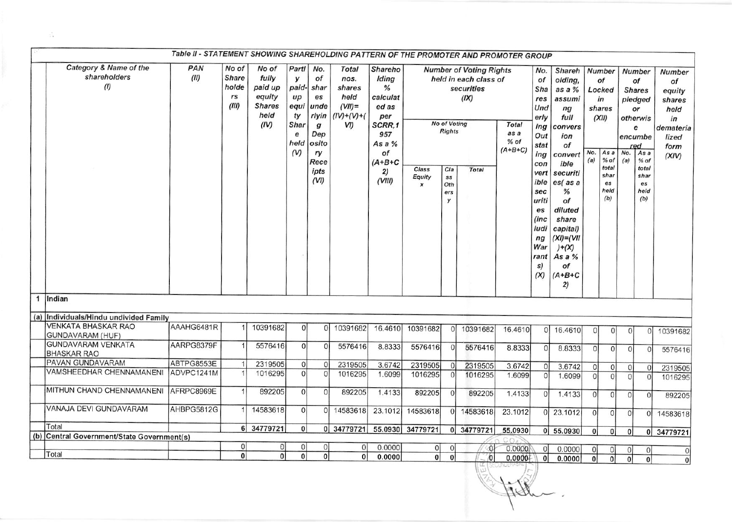### Table II - STATEMENT SHOWING SHAREHOLDING PATTERN OF THE PROMOTER AND PROMOTER GROUP

| | Category & Name of the shareholders (I) | PAN (II) | No of Shareholders (III) | No of fully paid up equity Shares held (IV) | Partly paid-up equity Share held (V) | No. of shares underlying Depository Receipts (VI) | Total nos. shares held (VII)=(IV)+(V)+(VI) | Shareholding % calculated as per SCRR,1957 As a % of (A+B+C2) (VIII) | Number of Voting Rights held in each class of securities (IX) | | | | No. of Shares Underlying Outstanding convertible securities (including Warrants) (X) | Shareholding, as a % assuming full conversion of convertible securities( as a % of diluted share capital) (XI)=(VII)+(X) As a % of (A+B+C2) | Number of Locked in shares (XII) | | Number of Shares pledged or otherwise encumbered | | Number of equity shares held in dematerialized form (XIV) |
|---|---|---|---|---|---|---|---|---|---|---|---|---|---|---|---|---|---|---|---|
| | | | | | | | | | No of Voting Rights | | | Total as a % of (A+B+C) | | | No. (a) | As a % of total shares held (b) | No. (a) | As a % of total shares held (b) | |
| | | | | | | | | | Class Equity x | Class Others y | Total | | | | | | | | |
| 1 | Indian | | | | | | | | | | | | | | | | | | |
| (a) | Individuals/Hindu undivided Family | | | | | | | | | | | | | | | | | | |
| | VENKATA BHASKAR RAO GUNDAVARAM (HUF) | AAAHG6481R | 1 | 10391682 | 0 | 0 | 10391682 | 16.4610 | 10391682 | 0 | 10391682 | 16.4610 | 0 | 16.4610 | 0 | 0 | 0 | 0 | 10391682 |
| | GUNDAVARAM VENKATA BHASKAR RAO | AARPG8379F | 1 | 5576416 | 0 | 0 | 5576416 | 8.8333 | 5576416 | 0 | 5576416 | 8.8333 | 0 | 8.8333 | 0 | 0 | 0 | 0 | 5576416 |
| | PAVAN GUNDAVARAM | ABTPG8553E | 1 | 2319505 | 0 | 0 | 2319505 | 3.6742 | 2319505 | 0 | 2319505 | 3.6742 | 0 | 3.6742 | 0 | 0 | 0 | 0 | 2319505 |
| | VAMSHEEDHAR CHENNAMANENI | ADVPC1241M | 1 | 1016295 | 0 | 0 | 1016295 | 1.6099 | 1016295 | 0 | 1016295 | 1.6099 | 0 | 1.6099 | 0 | 0 | 0 | 0 | 1016295 |
| | MITHUN CHAND CHENNAMANENI | AFRPC8969E | 1 | 892205 | 0 | 0 | 892205 | 1.4133 | 892205 | 0 | 892205 | 1.4133 | 0 | 1.4133 | 0 | 0 | 0 | 0 | 892205 |
| | VANAJA DEVI GUNDAVARAM | AHBPG5812G | 1 | 14583618 | 0 | 0 | 14583618 | 23.1012 | 14583618 | 0 | 14583618 | 23.1012 | 0 | 23.1012 | 0 | 0 | 0 | 0 | 14583618 |
| | Total | | 6 | 34779721 | 0 | 0 | 34779721 | 55.0930 | 34779721 | 0 | 34779721 | 55.0930 | 0 | 55.0930 | 0 | 0 | 0 | 0 | 34779721 |
| (b) | Central Government/State Government(s) | | | | | | | | | | | | | | | | | | |
| | | | 0 | 0 | 0 | 0 | 0 | 0.0000 | 0 | 0 | 0 | 0.0000 | 0 | 0.0000 | 0 | 0 | 0 | 0 | 0 |
| | Total | | 0 | 0 | 0 | 0 | 0 | 0.0000 | 0 | 0 | 0 | 0.0000 | 0 | 0.0000 | 0 | 0 | 0 | 0 | 0 |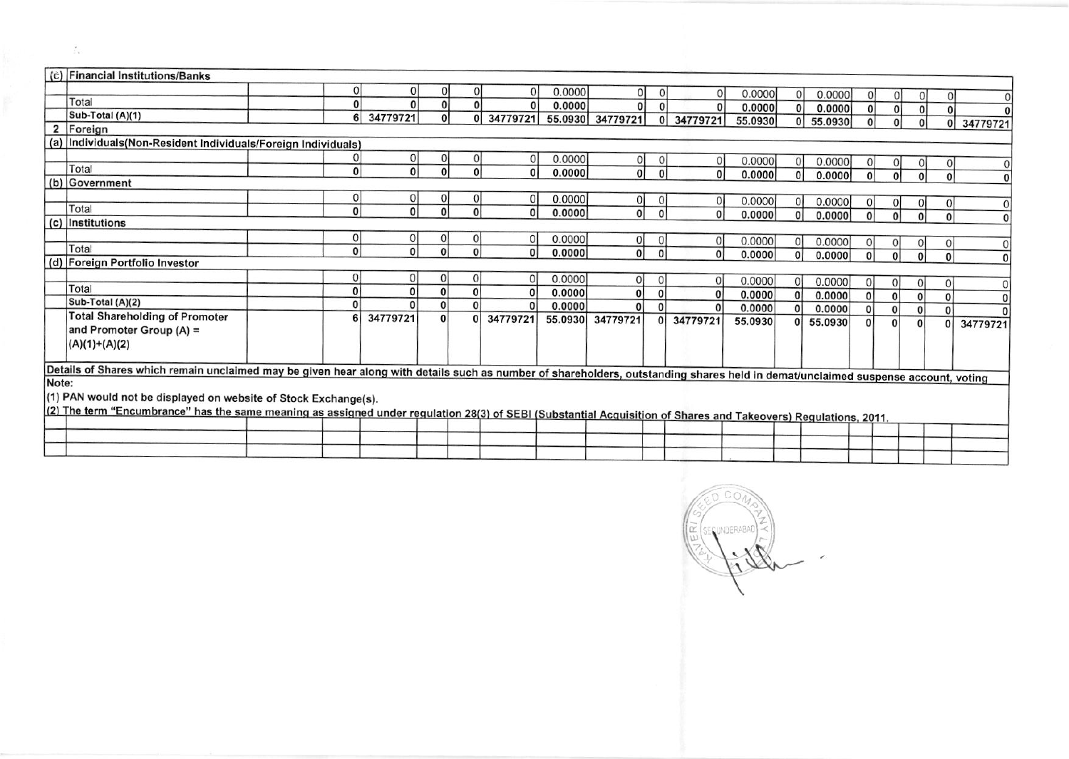| | | | | | | | | | | | | | | | | | | | |
|---|---|---|---|---|---|---|---|---|---|---|---|---|---|---|---|---|---|---|---|
| (c) | Financial Institutions/Banks | | | | | | | | | | | | | | | | | | |
| | | | 0 | 0 | 0 | 0 | 0 | 0.0000 | 0 | 0 | 0 | 0.0000 | 0 | 0.0000 | 0 | 0 | 0 | 0 | 0 |
| | Total | | 0 | 0 | 0 | 0 | 0 | 0.0000 | 0 | 0 | 0 | 0.0000 | 0 | 0.0000 | 0 | 0 | 0 | 0 | 0 |
| | Sub-Total (A)(1) | | 6 | 34779721 | 0 | 0 | 34779721 | 55.0930 | 34779721 | 0 | 34779721 | 55.0930 | 0 | 55.0930 | 0 | 0 | 0 | 0 | 34779721 |
| 2 | Foreign | | | | | | | | | | | | | | | | | | |
| (a) | Individuals(Non-Resident Individuals/Foreign Individuals) | | | | | | | | | | | | | | | | | | |
| | | | 0 | 0 | 0 | 0 | 0 | 0.0000 | 0 | 0 | 0 | 0.0000 | 0 | 0.0000 | 0 | 0 | 0 | 0 | 0 |
| | Total | | 0 | 0 | 0 | 0 | 0 | 0.0000 | 0 | 0 | 0 | 0.0000 | 0 | 0.0000 | 0 | 0 | 0 | 0 | 0 |
| (b) | Government | | | | | | | | | | | | | | | | | | |
| | | | 0 | 0 | 0 | 0 | 0 | 0.0000 | 0 | 0 | 0 | 0.0000 | 0 | 0.0000 | 0 | 0 | 0 | 0 | 0 |
| | Total | | 0 | 0 | 0 | 0 | 0 | 0.0000 | 0 | 0 | 0 | 0.0000 | 0 | 0.0000 | 0 | 0 | 0 | 0 | 0 |
| (c) | Institutions | | | | | | | | | | | | | | | | | | |
| | | | 0 | 0 | 0 | 0 | 0 | 0.0000 | 0 | 0 | 0 | 0.0000 | 0 | 0.0000 | 0 | 0 | 0 | 0 | 0 |
| | Total | | 0 | 0 | 0 | 0 | 0 | 0.0000 | 0 | 0 | 0 | 0.0000 | 0 | 0.0000 | 0 | 0 | 0 | 0 | 0 |
| (d) | Foreign Portfolio Investor | | | | | | | | | | | | | | | | | | |
| | | | 0 | 0 | 0 | 0 | 0 | 0.0000 | 0 | 0 | 0 | 0.0000 | 0 | 0.0000 | 0 | 0 | 0 | 0 | 0 |
| | Total | | 0 | 0 | 0 | 0 | 0 | 0.0000 | 0 | 0 | 0 | 0.0000 | 0 | 0.0000 | 0 | 0 | 0 | 0 | 0 |
| | Sub-Total (A)(2) | | 0 | 0 | 0 | 0 | 0 | 0.0000 | 0 | 0 | 0 | 0.0000 | 0 | 0.0000 | 0 | 0 | 0 | 0 | 0 |
| | Total Shareholding of Promoter and Promoter Group (A) = (A)(1)+(A)(2) | | 6 | 34779721 | 0 | 0 | 34779721 | 55.0930 | 34779721 | 0 | 34779721 | 55.0930 | 0 | 55.0930 | 0 | 0 | 0 | 0 | 34779721 |

Details of Shares which remain unclaimed may be given hear along with details such as number of shareholders, outstanding shares held in demat/unclaimed suspense account, voting

Note:

(1) PAN would not be displayed on website of Stock Exchange(s).

(2) The term "Encumbrance" has the same meaning as assigned under regulation 28(3) of SEBI (Substantial Acquisition of Shares and Takeovers) Regulations, 2011.